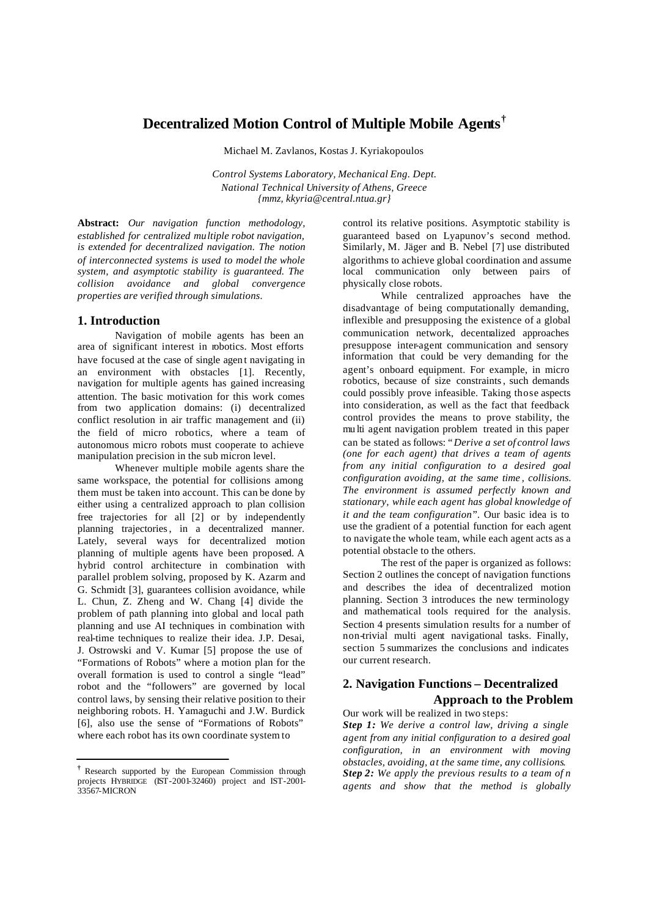# Decentralized Motion Control of Multiple Mobile Agents[†]

Michael M. Zavlanos, Kostas J. Kyriakopoulos

*Control Systems Laboratory, Mechanical Eng. Dept.*
*National Technical University of Athens, Greece*
*{mmz, kkyria@central.ntua.gr}*

**Abstract:** *Our navigation function methodology, established for centralized multiple robot navigation, is extended for decentralized navigation. The notion of interconnected systems is used to model the whole system, and asymptotic stability is guaranteed. The collision avoidance and global convergence properties are verified through simulations.*

## 1. Introduction

Navigation of mobile agents has been an area of significant interest in robotics. Most efforts have focused at the case of single agent navigating in an environment with obstacles [1]. Recently, navigation for multiple agents has gained increasing attention. The basic motivation for this work comes from two application domains: (i) decentralized conflict resolution in air traffic management and (ii) the field of micro robotics, where a team of autonomous micro robots must cooperate to achieve manipulation precision in the sub micron level.

Whenever multiple mobile agents share the same workspace, the potential for collisions among them must be taken into account. This can be done by either using a centralized approach to plan collision free trajectories for all [2] or by independently planning trajectories, in a decentralized manner. Lately, several ways for decentralized motion planning of multiple agents have been proposed. A hybrid control architecture in combination with parallel problem solving, proposed by K. Azarm and G. Schmidt [3], guarantees collision avoidance, while L. Chun, Z. Zheng and W. Chang [4] divide the problem of path planning into global and local path planning and use AI techniques in combination with real-time techniques to realize their idea. J.P. Desai, J. Ostrowski and V. Kumar [5] propose the use of "Formations of Robots" where a motion plan for the overall formation is used to control a single "lead" robot and the "followers" are governed by local control laws, by sensing their relative position to their neighboring robots. H. Yamaguchi and J.W. Burdick [6], also use the sense of "Formations of Robots" where each robot has its own coordinate system to control its relative positions. Asymptotic stability is guaranteed based on Lyapunov's second method. Similarly, M. Jäger and B. Nebel [7] use distributed algorithms to achieve global coordination and assume local communication only between pairs of physically close robots.

While centralized approaches have the disadvantage of being computationally demanding, inflexible and presupposing the existence of a global communication network, decentralized approaches presuppose inter-agent communication and sensory information that could be very demanding for the agent's onboard equipment. For example, in micro robotics, because of size constraints, such demands could possibly prove infeasible. Taking those aspects into consideration, as well as the fact that feedback control provides the means to prove stability, the multi agent navigation problem treated in this paper can be stated as follows: "*Derive a set of control laws (one for each agent) that drives a team of agents from any initial configuration to a desired goal configuration avoiding, at the same time, collisions. The environment is assumed perfectly known and stationary, while each agent has global knowledge of it and the team configuration*". Our basic idea is to use the gradient of a potential function for each agent to navigate the whole team, while each agent acts as a potential obstacle to the others.

The rest of the paper is organized as follows: Section 2 outlines the concept of navigation functions and describes the idea of decentralized motion planning. Section 3 introduces the new terminology and mathematical tools required for the analysis. Section 4 presents simulation results for a number of non-trivial multi agent navigational tasks. Finally, section 5 summarizes the conclusions and indicates our current research.

## 2. Navigation Functions – Decentralized Approach to the Problem

Our work will be realized in two steps:

***Step 1:*** *We derive a control law, driving a single agent from any initial configuration to a desired goal configuration, in an environment with moving obstacles, avoiding, at the same time, any collisions.*

***Step 2:*** *We apply the previous results to a team of n agents and show that the method is globally*

---

[†] Research supported by the European Commission through projects HYBRIDGE (IST-2001-32460) project and IST-2001-33567-MICRON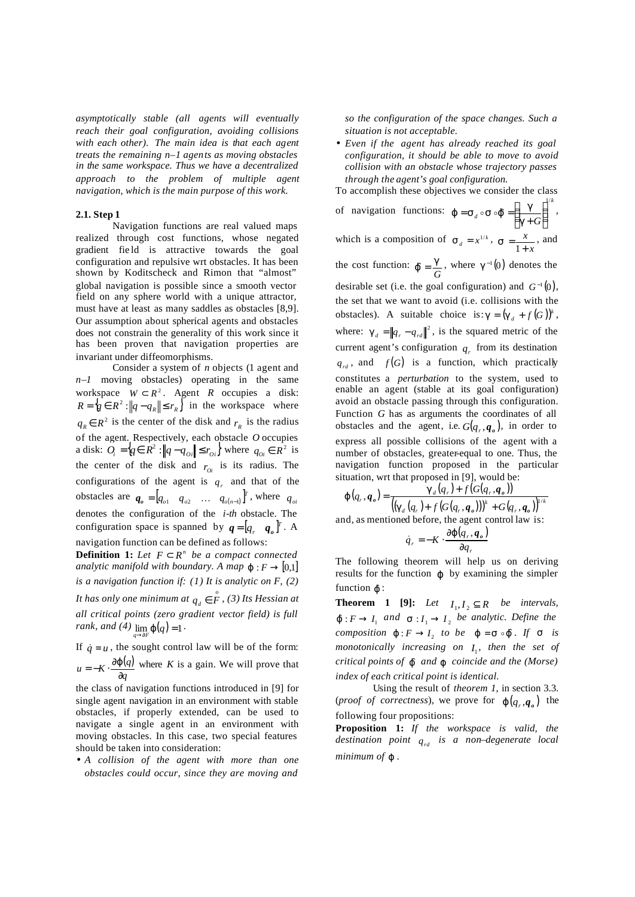*asymptotically stable (all agents will eventually reach their goal configuration, avoiding collisions with each other). The main idea is that each agent treats the remaining n–1 agents as moving obstacles in the same workspace. Thus we have a decentralized approach to the problem of multiple agent navigation, which is the main purpose of this work.*

### 2.1. Step 1

Navigation functions are real valued maps realized through cost functions, whose negated gradient field is attractive towards the goal configuration and repulsive wrt obstacles. It has been shown by Koditscheck and Rimon that "almost" global navigation is possible since a smooth vector field on any sphere world with a unique attractor, must have at least as many saddles as obstacles [8,9]. Our assumption about spherical agents and obstacles does not constrain the generality of this work since it has been proven that navigation properties are invariant under diffeomorphisms.

Consider a system of $n$ objects (1 agent and $n–1$ moving obstacles) operating in the same workspace $W \subset R^2$. Agent $R$ occupies a disk: $R = \{q \in R^2 : \|q - q_R\| \le r_R\}$ in the workspace where $q_R \in R^2$ is the center of the disk and $r_R$ is the radius of the agent. Respectively, each obstacle $O$ occupies a disk: $O_i = \{q \in R^2 : \|q - q_{Oi}\| \le r_{Oi}\}$ where $q_{Oi} \in R^2$ is the center of the disk and $r_{Oi}$ is its radius. The configurations of the agent is $q_r$ and that of the obstacles are $\boldsymbol{q_o} = [q_{o1} \quad q_{o2} \quad \ldots \quad q_{o(n-1)}]^T$, where $q_{oi}$ denotes the configuration of the $i$-$th$ obstacle. The configuration space is spanned by $\boldsymbol{q} = [q_r \quad \boldsymbol{q_o}]^T$. A navigation function can be defined as follows:

**Definition 1:** *Let $F \subset R^n$ be a compact connected analytic manifold with boundary. A map $\varphi : F \to [0,1]$ is a navigation function if: (1) It is analytic on F, (2) It has only one minimum at $q_d \in \overset{o}{F}$, (3) Its Hessian at all critical points (zero gradient vector field) is full rank, and (4) $\lim_{q \to \partial F} \varphi(q) = 1$.*

If $\dot{q} = u$, the sought control law will be of the form: $u = -K \cdot \frac{\partial \varphi(q)}{\partial q}$ where $K$ is a gain. We will prove that the class of navigation functions introduced in [9] for single agent navigation in an environment with stable obstacles, if properly extended, can be used to navigate a single agent in an environment with moving obstacles. In this case, two special features should be taken into consideration:

- *A collision of the agent with more than one obstacles could occur, since they are moving and so the configuration of the space changes. Such a situation is not acceptable.*
- *Even if the agent has already reached its goal configuration, it should be able to move to avoid collision with an obstacle whose trajectory passes through the agent's goal configuration.*

To accomplish these objectives we consider the class of navigation functions: $\varphi = \sigma_d \circ \sigma \circ \hat{\varphi} = \left(\frac{\gamma}{\gamma + G}\right)^{1/k}$, which is a composition of $\sigma_d = x^{1/k}$, $\sigma = \frac{x}{1+x}$, and the cost function: $\hat{\varphi} = \frac{\gamma}{G}$, where $\gamma^{-1}(0)$ denotes the desirable set (i.e. the goal configuration) and $G^{-1}(0)$, the set that we want to avoid (i.e. collisions with the obstacles). A suitable choice is: $\gamma = (\gamma_d + f(G))^k$, where: $\gamma_d = \|q_r - q_{rd}\|^2$, is the squared metric of the current agent's configuration $q_r$ from its destination $q_{rd}$, and $f(G)$ is a function, which practically constitutes a *perturbation* to the system, used to enable an agent (stable at its goal configuration) avoid an obstacle passing through this configuration. Function $G$ has as arguments the coordinates of all obstacles and the agent, i.e. $G(q_r, \boldsymbol{q_o})$, in order to express all possible collisions of the agent with a number of obstacles, greater-equal to one. Thus, the navigation function proposed in the particular situation, wrt that proposed in [9], would be:

$$\varphi(q_r, \boldsymbol{q_o}) = \frac{\gamma_d(q_r) + f(G(q_r, \boldsymbol{q_o}))}{\left((\gamma_d(q_r) + f(G(q_r, \boldsymbol{q_o})))^k + G(q_r, \boldsymbol{q_o})\right)^{1/k}}$$

and, as mentioned before, the agent control law is:

$$\dot{q}_r = -K \cdot \frac{\partial \varphi(q_r, \boldsymbol{q_o})}{\partial q_r}$$

The following theorem will help us on deriving results for the function $\varphi$ by examining the simpler function $\hat{\varphi}$:

**Theorem 1 [9]:** *Let $I_1, I_2 \subseteq R$ be intervals, $\hat{\varphi} : F \to I_1$ and $\sigma : I_1 \to I_2$ be analytic. Define the composition $\varphi : F \to I_2$ to be $\varphi = \sigma \circ \hat{\varphi}$. If $\sigma$ is monotonically increasing on $I_1$, then the set of critical points of $\hat{\varphi}$ and $\varphi$ coincide and the (Morse) index of each critical point is identical.*

Using the result of *theorem 1*, in section 3.3. (*proof of correctness*), we prove for $\varphi(q_r, \boldsymbol{q_o})$ the following four propositions:

**Proposition 1:** *If the workspace is valid, the destination point $q_{rd}$ is a non–degenerate local minimum of $\varphi$.*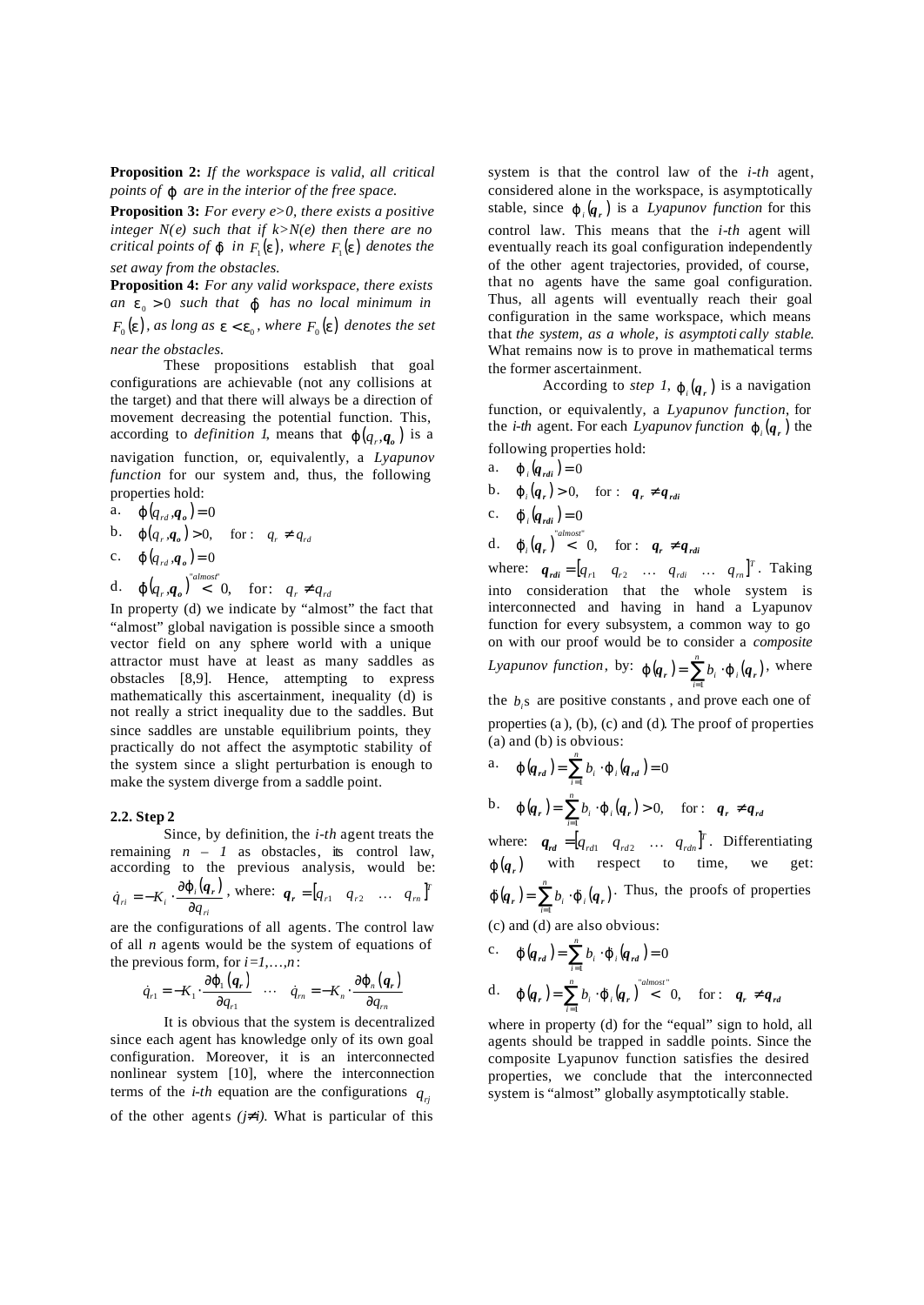**Proposition 2:** *If the workspace is valid, all critical points of $\varphi$ are in the interior of the free space.*

**Proposition 3:** *For every e>0, there exists a positive integer N(e) such that if k>N(e) then there are no critical points of $\varphi$ in $F_1(\varepsilon)$, where $F_1(\varepsilon)$ denotes the set away from the obstacles.*

**Proposition 4:** *For any valid workspace, there exists an $\varepsilon_0 > 0$ such that $\varphi$ has no local minimum in $F_0(\varepsilon)$, as long as $\varepsilon < \varepsilon_0$, where $F_0(\varepsilon)$ denotes the set near the obstacles.*

These propositions establish that goal configurations are achievable (not any collisions at the target) and that there will always be a direction of movement decreasing the potential function. This, according to *definition 1*, means that $\varphi(q_r, \boldsymbol{q_o})$ is a navigation function, or, equivalently, a *Lyapunov function* for our system and, thus, the following properties hold:

a. $\varphi(q_{rd}, \boldsymbol{q_o}) = 0$

b. $\varphi(q_r, \boldsymbol{q_o}) > 0, \quad \text{for}: \ q_r \neq q_{rd}$

c. $\dot{\varphi}(q_{rd}, \boldsymbol{q_o}) = 0$

d. $\dot{\varphi}(q_r, \boldsymbol{q_o}) \overset{\text{"almost"}}{<} 0, \quad \text{for}: \ q_r \neq q_{rd}$

In property (d) we indicate by "almost" the fact that "almost" global navigation is possible since a smooth vector field on any sphere world with a unique attractor must have at least as many saddles as obstacles [8,9]. Hence, attempting to express mathematically this ascertainment, inequality (d) is not really a strict inequality due to the saddles. But since saddles are unstable equilibrium points, they practically do not affect the asymptotic stability of the system since a slight perturbation is enough to make the system diverge from a saddle point.

## 2.2. Step 2

Since, by definition, the *i-th* agent treats the remaining $n - 1$ as obstacles, its control law, according to the previous analysis, would be: $\dot{q}_{ri} = -K_i \cdot \dfrac{\partial \varphi_i(\boldsymbol{q_r})}{\partial q_{ri}}$, where: $\boldsymbol{q_r} = [q_{r1} \quad q_{r2} \quad \dots \quad q_{rn}]^T$ are the configurations of all agents. The control law of all $n$ agents would be the system of equations of the previous form, for $i=1,\dots,n$:

$$\dot{q}_{r1} = -K_1 \cdot \frac{\partial \varphi_1(\boldsymbol{q_r})}{\partial q_{r1}} \quad \cdots \quad \dot{q}_{rn} = -K_n \cdot \frac{\partial \varphi_n(\boldsymbol{q_r})}{\partial q_{rn}}$$

It is obvious that the system is decentralized since each agent has knowledge only of its own goal configuration. Moreover, it is an interconnected nonlinear system [10], where the interconnection terms of the *i-th* equation are the configurations $q_{rj}$ of the other agents $(j \neq i)$. What is particular of this system is that the control law of the *i-th* agent, considered alone in the workspace, is asymptotically stable, since $\varphi_i(\boldsymbol{q_r})$ is a *Lyapunov function* for this control law. This means that the *i-th* agent will eventually reach its goal configuration independently of the other agent trajectories, provided, of course, that no agents have the same goal configuration. Thus, all agents will eventually reach their goal configuration in the same workspace, which means that *the system, as a whole, is asymptotically stable*. What remains now is to prove in mathematical terms the former ascertainment.

According to *step 1*, $\varphi_i(\boldsymbol{q_r})$ is a navigation function, or equivalently, a *Lyapunov function*, for the *i-th* agent. For each *Lyapunov function* $\varphi_i(\boldsymbol{q_r})$ the following properties hold:

a. $\varphi_i(\boldsymbol{q_{rdi}}) = 0$

b. $\varphi_i(\boldsymbol{q_r}) > 0, \quad \text{for}: \ \boldsymbol{q_r} \neq \boldsymbol{q_{rdi}}$

c. $\dot{\varphi}_i(\boldsymbol{q_{rdi}}) = 0$

d. $\dot{\varphi}_i(\boldsymbol{q_r}) \overset{\text{"almost"}}{<} 0, \quad \text{for}: \ \boldsymbol{q_r} \neq \boldsymbol{q_{rdi}}$

where: $\boldsymbol{q_{rdi}} = [q_{r1} \quad q_{r2} \quad \dots \quad q_{rdi} \quad \dots \quad q_{rn}]^T$. Taking into consideration that the whole system is interconnected and having in hand a Lyapunov function for every subsystem, a common way to go on with our proof would be to consider a *composite Lyapunov function*, by: $\varphi(\boldsymbol{q_r}) = \sum_{i=1}^{n} b_i \cdot \varphi_i(\boldsymbol{q_r})$, where the $b_i$s are positive constants, and prove each one of properties (a), (b), (c) and (d). The proof of properties (a) and (b) is obvious:

a. $\varphi(\boldsymbol{q_{rd}}) = \sum_{i=1}^{n} b_i \cdot \varphi_i(\boldsymbol{q_{rd}}) = 0$

b. $\varphi(\boldsymbol{q_r}) = \sum_{i=1}^{n} b_i \cdot \varphi_i(\boldsymbol{q_r}) > 0, \quad \text{for}: \ \boldsymbol{q_r} \neq \boldsymbol{q_{rd}}$

where: $\boldsymbol{q_{rd}} = [q_{rd1} \quad q_{rd2} \quad \dots \quad q_{rdn}]^T$. Differentiating $\varphi(\boldsymbol{q_r})$ with respect to time, we get: $\dot{\varphi}(\boldsymbol{q_r}) = \sum_{i=1}^{n} b_i \cdot \dot{\varphi}_i(\boldsymbol{q_r})$. Thus, the proofs of properties (c) and (d) are also obvious:

c. $\dot{\varphi}(\boldsymbol{q_{rd}}) = \sum_{i=1}^{n} b_i \cdot \dot{\varphi}_i(\boldsymbol{q_{rd}}) = 0$

d. $\dot{\varphi}(\boldsymbol{q_r}) = \sum_{i=1}^{n} b_i \cdot \dot{\varphi}_i(\boldsymbol{q_r}) \overset{\text{"almost"}}{<} 0, \quad \text{for}: \ \boldsymbol{q_r} \neq \boldsymbol{q_{rd}}$

where in property (d) for the "equal" sign to hold, all agents should be trapped in saddle points. Since the composite Lyapunov function satisfies the desired properties, we conclude that the interconnected system is "almost" globally asymptotically stable.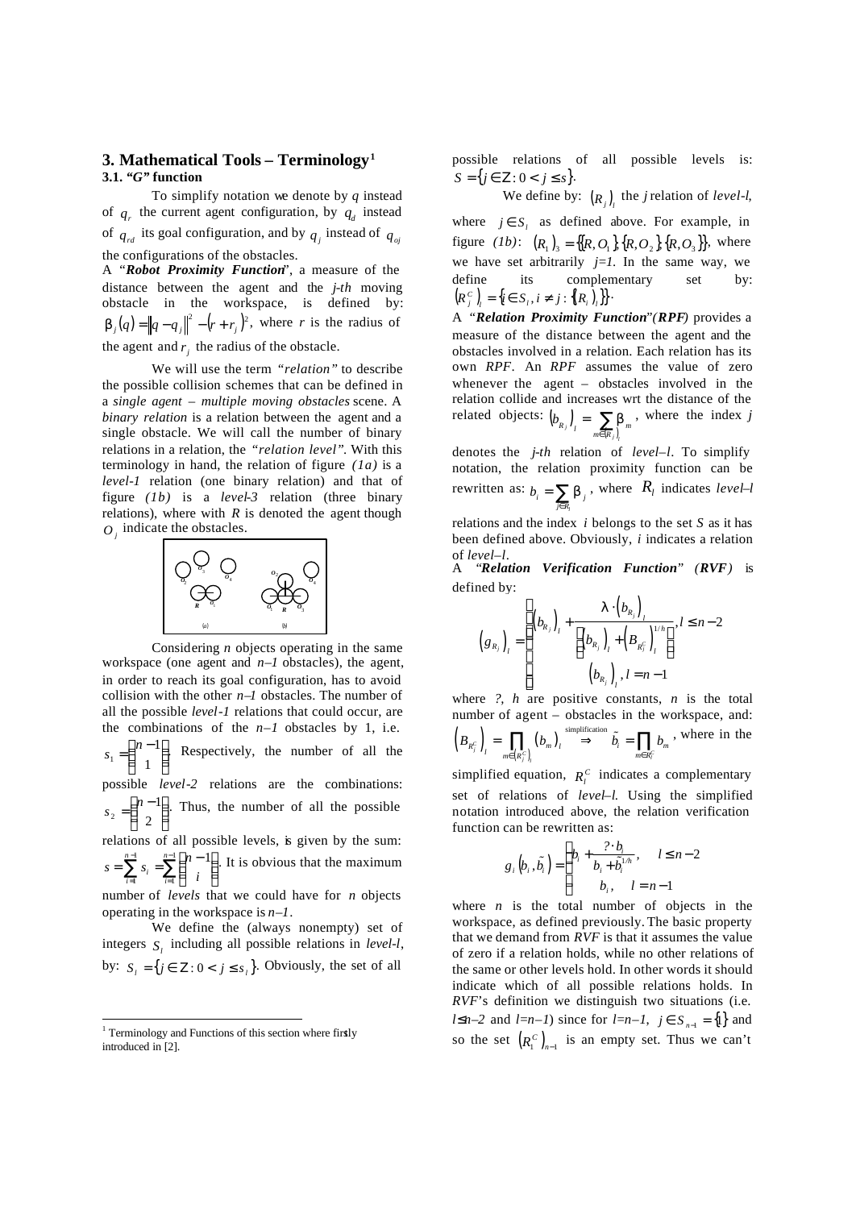## 3. Mathematical Tools – Terminology [1]

### 3.1. *"G"* function

To simplify notation we denote by $q$ instead of $q_r$ the current agent configuration, by $q_d$ instead of $q_{rd}$ its goal configuration, and by $q_j$ instead of $q_{oj}$ the configurations of the obstacles.

A "***Robot Proximity Function***", a measure of the distance between the agent and the *j-th* moving obstacle in the workspace, is defined by: $\beta_j(q) = \|q - q_j\|^2 - (r + r_j)^2$, where $r$ is the radius of the agent and $r_j$ the radius of the obstacle.

We will use the term *"relation"* to describe the possible collision schemes that can be defined in a *single agent – multiple moving obstacles* scene. A *binary relation* is a relation between the agent and a single obstacle. We will call the number of binary relations in a relation, the *"relation level"*. With this terminology in hand, the relation of figure *(1a)* is a *level-1* relation (one binary relation) and that of figure *(1b)* is a *level-3* relation (three binary relations), where with $R$ is denoted the agent though $O_j$ indicate the obstacles.

Considering $n$ objects operating in the same workspace (one agent and $n-1$ obstacles), the agent, in order to reach its goal configuration, has to avoid collision with the other $n-1$ obstacles. The number of all the possible *level-1* relations that could occur, are the combinations of the $n-1$ obstacles by 1, i.e. $s_1 = \binom{n-1}{1}$. Respectively, the number of all the possible *level-2* relations are the combinations: $s_2 = \binom{n-1}{2}$. Thus, the number of all the possible relations of all possible levels, is given by the sum: $s = \sum_{i=1}^{n-1} s_i = \sum_{i=1}^{n-1} \binom{n-1}{i}$. It is obvious that the maximum number of *levels* that we could have for $n$ objects operating in the workspace is $n-1$.

We define the (always nonempty) set of integers $S_l$ including all possible relations in *level-l*, by: $S_l = \{j \in \mathbb{Z} : 0 < j \le s_l\}$. Obviously, the set of all possible relations of all possible levels is: $S = \{j \in \mathbb{Z} : 0 < j \le s\}$.

We define by: $(R_j)_l$ the $j$ relation of *level-l*, where $j \in S_l$ as defined above. For example, in figure *(1b)*: $(R_1)_3 = \{\{R, O_1\}, \{R, O_2\}, \{R, O_3\}\}$, where we have set arbitrarily $j=1$. In the same way, we define its complementary set by: $(R_j^C)_l = \{i \in S_l, i \ne j : \{(R_i)_l\}\}$.

A "***Relation Proximity Function***"(***RPF***) provides a measure of the distance between the agent and the obstacles involved in a relation. Each relation has its own *RPF*. An *RPF* assumes the value of zero whenever the agent – obstacles involved in the relation collide and increases wrt the distance of the related objects: $(b_{R_j})_l = \sum_{m \in (R_j)_l} \beta_m$, where the index $j$ denotes the *j-th* relation of *level–l*. To simplify notation, the relation proximity function can be rewritten as: $b_i = \sum_{j \in R_l} \beta_j$, where $R_l$ indicates *level–l* relations and the index $i$ belongs to the set $S$ as it has been defined above. Obviously, $i$ indicates a relation of *level–l*.

A "***Relation Verification Function***" (***RVF***) is defined by:

$$(g_{R_j})_l = \begin{cases} (b_{R_j})_l + \dfrac{\lambda \cdot (b_{R_j})_l}{(b_{R_j})_l + \left((B_{R_j^C})_l\right)^{1/h}}, & l \le n-2 \\ (b_{R_j})_l, & l = n-1 \end{cases}$$

where $\lambda$, $h$ are positive constants, $n$ is the total number of agent – obstacles in the workspace, and: $(B_{R_j^C})_l = \prod_{m \in (R_j^C)_l} (b_m)_l \overset{\text{simplification}}{\Rightarrow} \tilde{b}_i = \prod_{m \in R_l^C} b_m$, where in the simplified equation, $R_l^C$ indicates a complementary set of relations of *level–l*. Using the simplified notation introduced above, the relation verification function can be rewritten as:

$$g_i(b_i, \tilde{b}_i) = \begin{cases} b_i + \dfrac{\lambda \cdot b_i}{b_i + \tilde{b}_i^{1/h}}, & l \le n-2 \\ b_i, & l = n-1 \end{cases}$$

where $n$ is the total number of objects in the workspace, as defined previously. The basic property that we demand from *RVF* is that it assumes the value of zero if a relation holds, while no other relations of the same or other levels hold. In other words it should indicate which of all possible relations holds. In *RVF*'s definition we distinguish two situations (i.e. $l \le n-2$ and $l=n-1$) since for $l=n-1$, $j \in S_{n-1} = \{1\}$ and so the set $(R_1^C)_{n-1}$ is an empty set. Thus we can't

[1] Terminology and Functions of this section where firstly introduced in [2].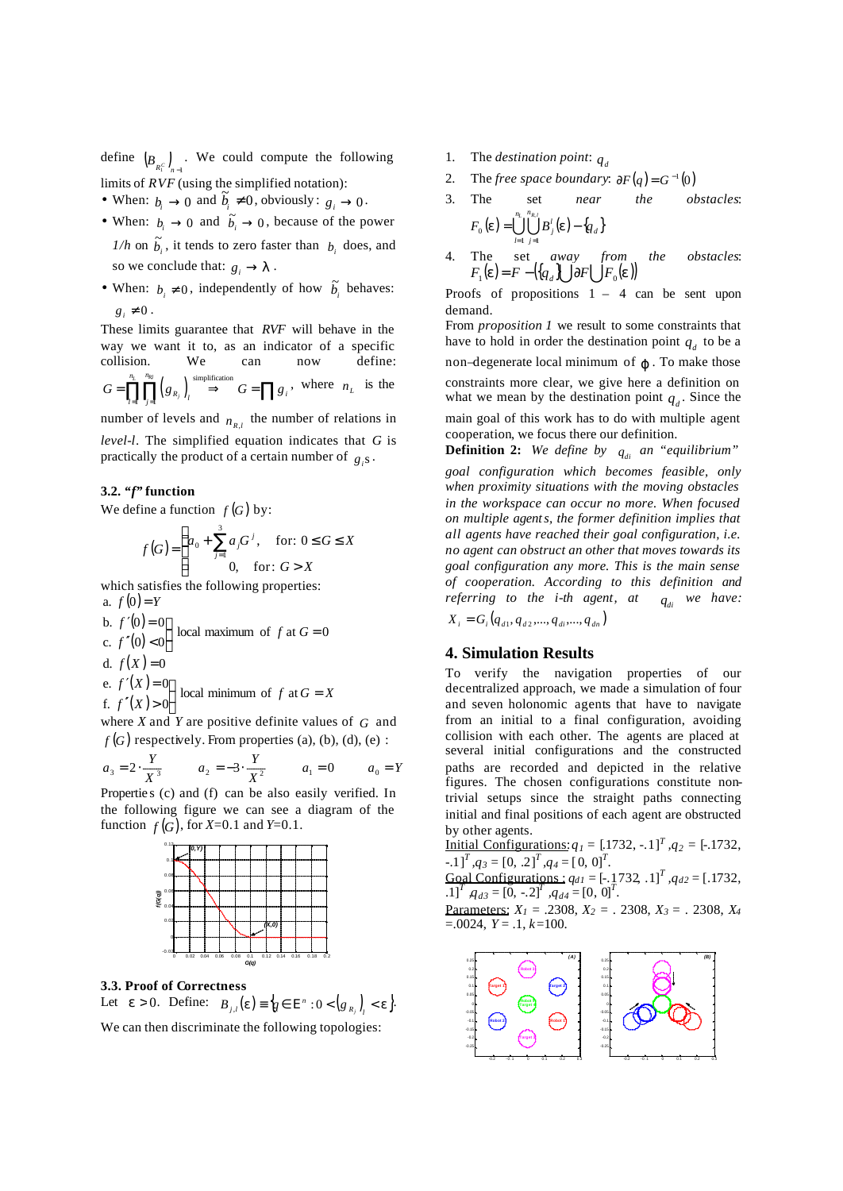define $(B_{R_l^C})_{n-1}$. We could compute the following limits of *RVF* (using the simplified notation):

- When: $b_i \to 0$ and $\tilde{b}_i \neq 0$, obviously: $g_i \to 0$.
- When: $b_i \to 0$ and $\tilde{b}_i \to 0$, because of the power $1/h$ on $\tilde{b}_i$, it tends to zero faster than $b_i$ does, and so we conclude that: $g_i \to \lambda$.
- When: $b_i \neq 0$, independently of how $\tilde{b}_i$ behaves: $g_i \neq 0$.

These limits guarantee that *RVF* will behave in the way we want it to, as an indicator of a specific collision. We can now define: $G = \prod_{l=1}^{n_L} \prod_{j=1}^{n_{R_l}} (g_{R_j})_l \overset{\text{simplification}}{\Rightarrow} G = \prod g_i$, where $n_L$ is the number of levels and $n_{R,l}$ the number of relations in *level-l*. The simplified equation indicates that $G$ is practically the product of a certain number of $g_i$s.

### 3.2. "*f*" function

We define a function $f(G)$ by:

$$f(G) = \begin{cases} a_0 + \sum_{j=1}^{3} a_j G^j, & \text{for: } 0 \le G \le X \\ 0, & \text{for: } G > X \end{cases}$$

which satisfies the following properties:

a. $f(0) = Y$

b. $f'(0) = 0$

c. $f''(0) < 0$

(b, c: local maximum of $f$ at $G = 0$)

d. $f(X) = 0$

e. $f'(X) = 0$

f. $f''(X) > 0$

(e, f: local minimum of $f$ at $G = X$)

where $X$ and $Y$ are positive definite values of $G$ and $f(G)$ respectively. From properties (a), (b), (d), (e):

$$a_3 = 2 \cdot \frac{Y}{X^3} \qquad a_2 = -3 \cdot \frac{Y}{X^2} \qquad a_1 = 0 \qquad a_0 = Y$$

Properties (c) and (f) can be also easily verified. In the following figure we can see a diagram of the function $f(G)$, for $X$=0.1 and $Y$=0.1.

### 3.3. Proof of Correctness

Let $\varepsilon > 0$. Define: $B_{j,l}(\varepsilon) \equiv \{q \in E^n : 0 < (g_{R_j})_l < \varepsilon\}$.

We can then discriminate the following topologies:

1. The *destination point*: $q_d$
2. The *free space boundary*: $\partial F(q) = G^{-1}(0)$
3. The set *near the obstacles*: $F_0(\varepsilon) = \bigcup_{l=1}^{n_L} \bigcup_{j=1}^{n_{R,l}} B_j^l(\varepsilon) - \{q_d\}$
4. The set *away from the obstacles*: $F_1(\varepsilon) = F - (\{q_d\} \bigcup \partial F \bigcup F_0(\varepsilon))$

Proofs of propositions 1 – 4 can be sent upon demand.

From *proposition 1* we result to some constraints that have to hold in order the destination point $q_d$ to be a non–degenerate local minimum of $\varphi$. To make those constraints more clear, we give here a definition on what we mean by the destination point $q_d$. Since the main goal of this work has to do with multiple agent cooperation, we focus there our definition.

**Definition 2:** *We define by* $q_{di}$ *an "equilibrium" goal configuration which becomes feasible, only when proximity situations with the moving obstacles in the workspace can occur no more. When focused on multiple agents, the former definition implies that all agents have reached their goal configuration, i.e. no agent can obstruct an other that moves towards its goal configuration any more. This is the main sense of cooperation. According to this definition and referring to the i-th agent, at* $q_{di}$ *we have:* $X_i = G_i(q_{d1}, q_{d2}, \ldots, q_{di}, \ldots, q_{dn})$

## 4. Simulation Results

To verify the navigation properties of our decentralized approach, we made a simulation of four and seven holonomic agents that have to navigate from an initial to a final configuration, avoiding collision with each other. The agents are placed at several initial configurations and the constructed paths are recorded and depicted in the relative figures. The chosen configurations constitute non-trivial setups since the straight paths connecting initial and final positions of each agent are obstructed by other agents.

Initial Configurations: $q_1 = [.1732, -.1]^T$, $q_2 = [-.1732, -.1]^T$, $q_3 = [0, .2]^T$, $q_4 = [0, 0]^T$.

Goal Configurations: $q_{d1} = [-.1732, .1]^T$, $q_{d2} = [.1732, .1]^T$, $q_{d3} = [0, -.2]^T$, $q_{d4} = [0, 0]^T$.

Parameters: $X_1 = .2308$, $X_2 = .2308$, $X_3 = .2308$, $X_4 = .0024$, $Y = .1$, $k$=100.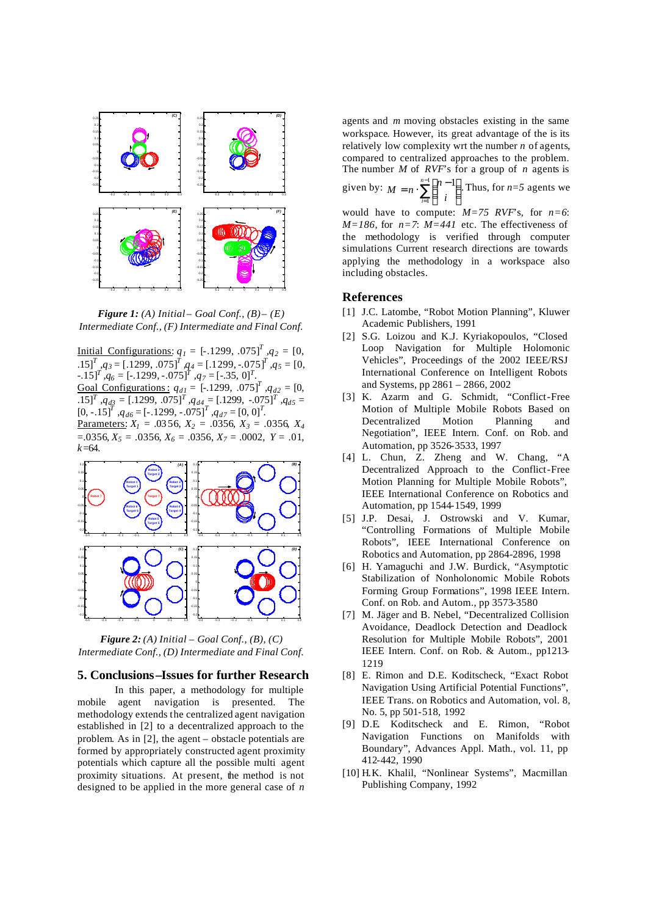*Figure 1: (A) Initial – Goal Conf., (B) – (E) Intermediate Conf., (F) Intermediate and Final Conf.*

Initial Configurations: $q_1$ = [-.1299, .075]$^T$ ,$q_2$ = [0, .15]$^T$ ,$q_3$ = [.1299, .075]$^T$ ,$q_4$ = [.1299, -.075]$^T$ ,$q_5$ = [0, -.15]$^T$ ,$q_6$ = [-.1299, -.075]$^T$ ,$q_7$ = [-.35, 0]$^T$.
Goal Configurations: $q_{d1}$ = [-.1299, .075]$^T$ ,$q_{d2}$ = [0, .15]$^T$ ,$q_{d3}$ = [.1299, .075]$^T$ ,$q_{d4}$ = [.1299, -.075]$^T$ ,$q_{d5}$ = [0, -.15]$^T$ ,$q_{d6}$ = [-.1299, -.075]$^T$ ,$q_{d7}$ = [0, 0]$^T$.
Parameters: $X_1$ = .0356, $X_2$ = .0356, $X_3$ = .0356, $X_4$ =.0356, $X_5$ = .0356, $X_6$ = .0356, $X_7$ = .0002, $Y$ = .01, $k$=64.

*Figure 2: (A) Initial – Goal Conf., (B), (C) Intermediate Conf., (D) Intermediate and Final Conf.*

## 5. Conclusions – Issues for further Research

In this paper, a methodology for multiple mobile agent navigation is presented. The methodology extends the centralized agent navigation established in [2] to a decentralized approach to the problem. As in [2], the agent – obstacle potentials are formed by appropriately constructed agent proximity potentials which capture all the possible multi agent proximity situations. At present, the method is not designed to be applied in the more general case of $n$ agents and $m$ moving obstacles existing in the same workspace. However, its great advantage of the is its relatively low complexity wrt the number $n$ of agents, compared to centralized approaches to the problem. The number $M$ of $RVF$'s for a group of $n$ agents is given by: $M = n \cdot \sum_{i=1}^{n-1} \binom{n-1}{i}$. Thus, for $n=5$ agents we would have to compute: $M=75$ $RVF$'s, for $n=6$: $M=186$, for $n=7$: $M=441$ etc. The effectiveness of the methodology is verified through computer simulations Current research directions are towards applying the methodology in a workspace also including obstacles.

## References

[1] J.C. Latombe, "Robot Motion Planning", Kluwer Academic Publishers, 1991

[2] S.G. Loizou and K.J. Kyriakopoulos, "Closed Loop Navigation for Multiple Holonomic Vehicles", Proceedings of the 2002 IEEE/RSJ International Conference on Intelligent Robots and Systems, pp 2861 – 2866, 2002

[3] K. Azarm and G. Schmidt, "Conflict-Free Motion of Multiple Mobile Robots Based on Decentralized Motion Planning and Negotiation", IEEE Intern. Conf. on Rob. and Automation, pp 3526-3533, 1997

[4] L. Chun, Z. Zheng and W. Chang, "A Decentralized Approach to the Conflict-Free Motion Planning for Multiple Mobile Robots", IEEE International Conference on Robotics and Automation, pp 1544-1549, 1999

[5] J.P. Desai, J. Ostrowski and V. Kumar, "Controlling Formations of Multiple Mobile Robots", IEEE International Conference on Robotics and Automation, pp 2864-2896, 1998

[6] H. Yamaguchi and J.W. Burdick, "Asymptotic Stabilization of Nonholonomic Mobile Robots Forming Group Formations", 1998 IEEE Intern. Conf. on Rob. and Autom., pp 3573-3580

[7] M. Jäger and B. Nebel, "Decentralized Collision Avoidance, Deadlock Detection and Deadlock Resolution for Multiple Mobile Robots", 2001 IEEE Intern. Conf. on Rob. & Autom., pp1213-1219

[8] E. Rimon and D.E. Koditscheck, "Exact Robot Navigation Using Artificial Potential Functions", IEEE Trans. on Robotics and Automation, vol. 8, No. 5, pp 501-518, 1992

[9] D.E. Koditscheck and E. Rimon, "Robot Navigation Functions on Manifolds with Boundary", Advances Appl. Math., vol. 11, pp 412-442, 1990

[10] H.K. Khalil, "Nonlinear Systems", Macmillan Publishing Company, 1992